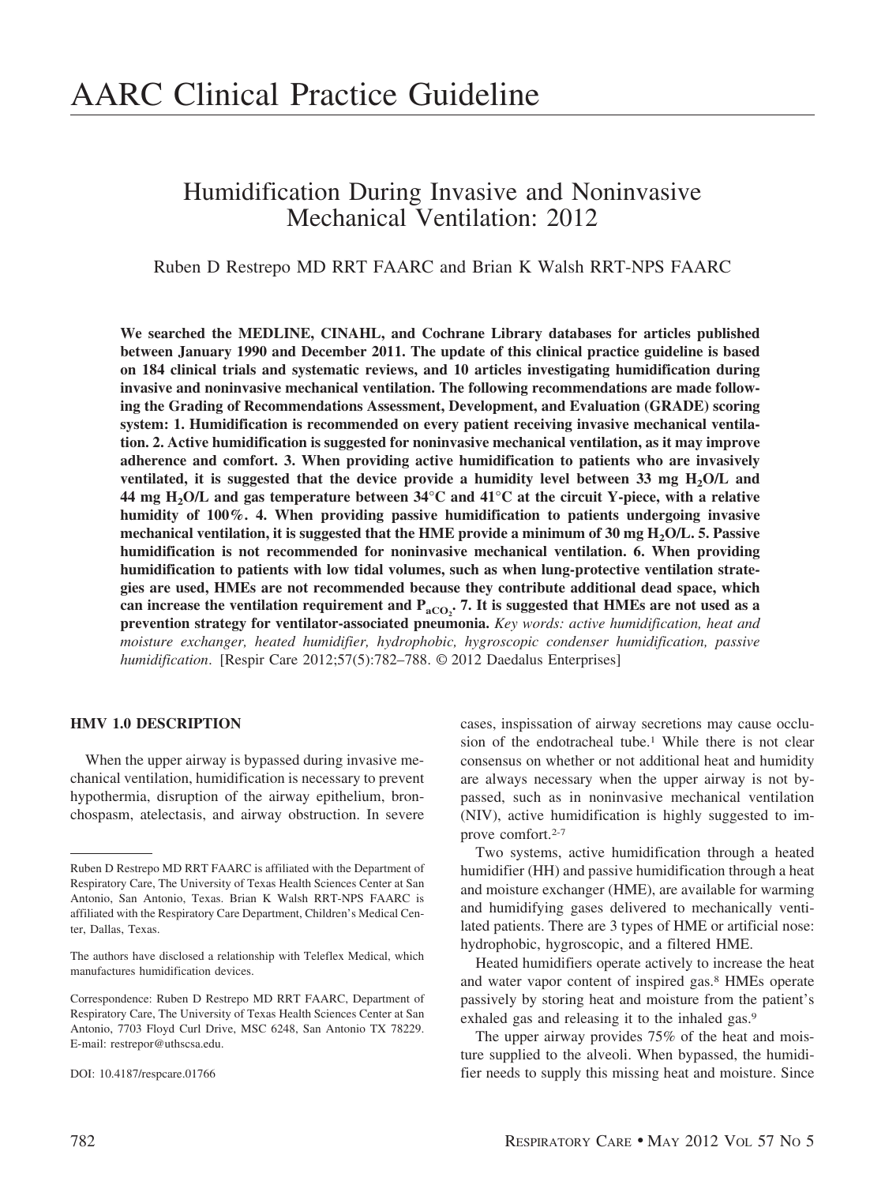# AARC Clinical Practice Guideline

## Humidification During Invasive and Noninvasive Mechanical Ventilation: 2012

Ruben D Restrepo MD RRT FAARC and Brian K Walsh RRT-NPS FAARC

**We searched the MEDLINE, CINAHL, and Cochrane Library databases for articles published between January 1990 and December 2011. The update of this clinical practice guideline is based on 184 clinical trials and systematic reviews, and 10 articles investigating humidification during invasive and noninvasive mechanical ventilation. The following recommendations are made following the Grading of Recommendations Assessment, Development, and Evaluation (GRADE) scoring system: 1. Humidification is recommended on every patient receiving invasive mechanical ventilation. 2. Active humidification is suggested for noninvasive mechanical ventilation, as it may improve adherence and comfort. 3. When providing active humidification to patients who are invasively ventilated, it is suggested that the device provide a humidity level between 33 mg $H_2O$/L and 44 mg $H_2O$/L and gas temperature between 34°C and 41°C at the circuit Y-piece, with a relative humidity of 100%. 4. When providing passive humidification to patients undergoing invasive mechanical ventilation, it is suggested that the HME provide a minimum of 30 mg $H_2O$/L. 5. Passive humidification is not recommended for noninvasive mechanical ventilation. 6. When providing humidification to patients with low tidal volumes, such as when lung-protective ventilation strategies are used, HMEs are not recommended because they contribute additional dead space, which can increase the ventilation requirement and $P_{aCO_2}$. 7. It is suggested that HMEs are not used as a prevention strategy for ventilator-associated pneumonia.** *Key words: active humidification, heat and moisture exchanger, heated humidifier, hydrophobic, hygroscopic condenser humidification, passive humidification*. [Respir Care 2012;57(5):782–788. © 2012 Daedalus Enterprises]

### HMV 1.0 DESCRIPTION

When the upper airway is bypassed during invasive mechanical ventilation, humidification is necessary to prevent hypothermia, disruption of the airway epithelium, bronchospasm, atelectasis, and airway obstruction. In severe cases, inspissation of airway secretions may cause occlusion of the endotracheal tube.[1] While there is not clear consensus on whether or not additional heat and humidity are always necessary when the upper airway is not bypassed, such as in noninvasive mechanical ventilation (NIV), active humidification is highly suggested to improve comfort.[2-7]

Two systems, active humidification through a heated humidifier (HH) and passive humidification through a heat and moisture exchanger (HME), are available for warming and humidifying gases delivered to mechanically ventilated patients. There are 3 types of HME or artificial nose: hydrophobic, hygroscopic, and a filtered HME.

Heated humidifiers operate actively to increase the heat and water vapor content of inspired gas.[8] HMEs operate passively by storing heat and moisture from the patient's exhaled gas and releasing it to the inhaled gas.[9]

The upper airway provides 75% of the heat and moisture supplied to the alveoli. When bypassed, the humidifier needs to supply this missing heat and moisture. Since

---

Ruben D Restrepo MD RRT FAARC is affiliated with the Department of Respiratory Care, The University of Texas Health Sciences Center at San Antonio, San Antonio, Texas. Brian K Walsh RRT-NPS FAARC is affiliated with the Respiratory Care Department, Children's Medical Center, Dallas, Texas.

The authors have disclosed a relationship with Teleflex Medical, which manufactures humidification devices.

Correspondence: Ruben D Restrepo MD RRT FAARC, Department of Respiratory Care, The University of Texas Health Sciences Center at San Antonio, 7703 Floyd Curl Drive, MSC 6248, San Antonio TX 78229. E-mail: restrepor@uthscsa.edu.

DOI: 10.4187/respcare.01766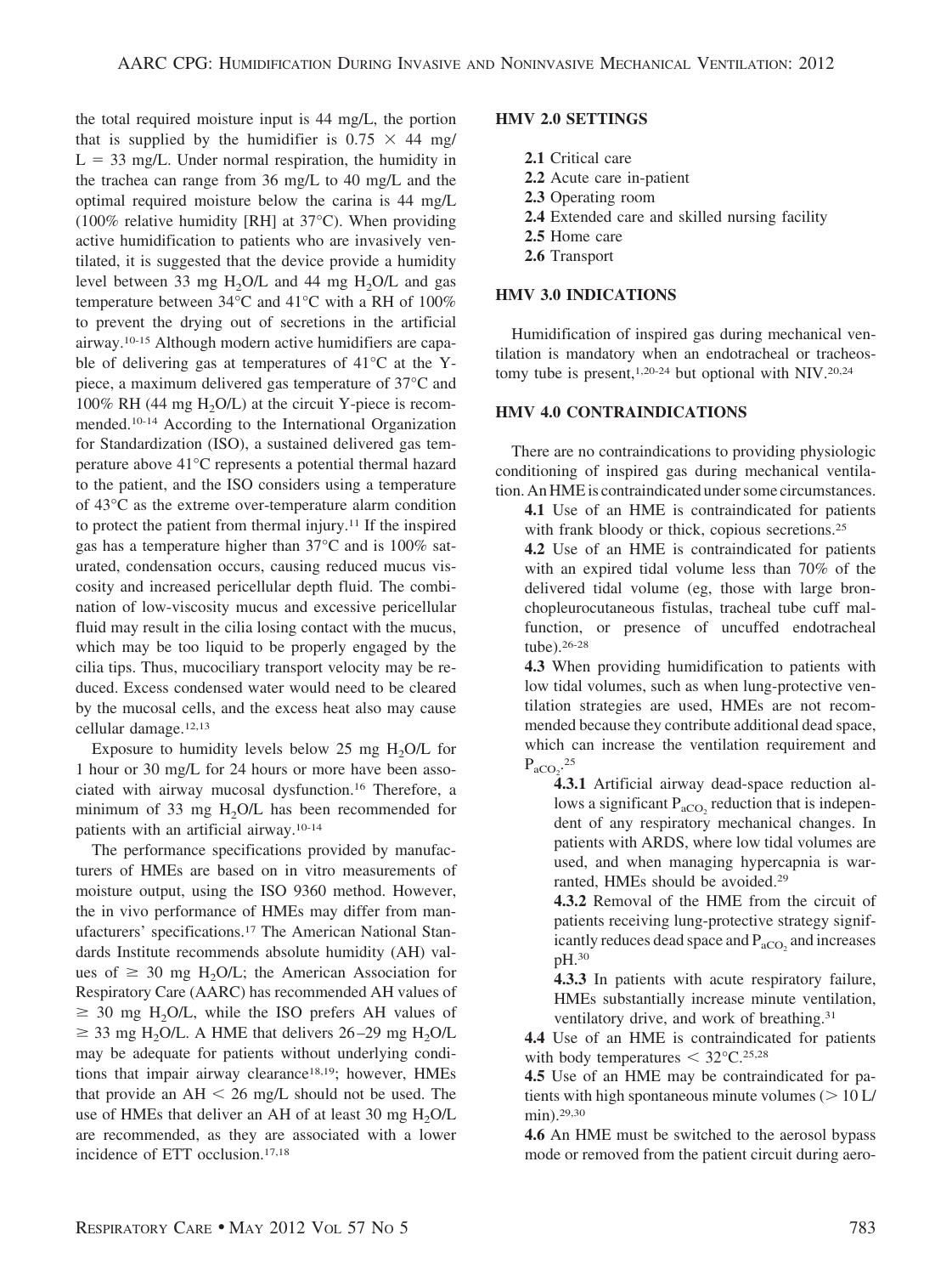the total required moisture input is 44 mg/L, the portion that is supplied by the humidifier is 0.75 × 44 mg/L = 33 mg/L. Under normal respiration, the humidity in the trachea can range from 36 mg/L to 40 mg/L and the optimal required moisture below the carina is 44 mg/L (100% relative humidity [RH] at 37°C). When providing active humidification to patients who are invasively ventilated, it is suggested that the device provide a humidity level between 33 mg $H_2O$/L and 44 mg $H_2O$/L and gas temperature between 34°C and 41°C with a RH of 100% to prevent the drying out of secretions in the artificial airway.[10-15] Although modern active humidifiers are capable of delivering gas at temperatures of 41°C at the Y-piece, a maximum delivered gas temperature of 37°C and 100% RH (44 mg $H_2O$/L) at the circuit Y-piece is recommended.[10-14] According to the International Organization for Standardization (ISO), a sustained delivered gas temperature above 41°C represents a potential thermal hazard to the patient, and the ISO considers using a temperature of 43°C as the extreme over-temperature alarm condition to protect the patient from thermal injury.[11] If the inspired gas has a temperature higher than 37°C and is 100% saturated, condensation occurs, causing reduced mucus viscosity and increased pericellular depth fluid. The combination of low-viscosity mucus and excessive pericellular fluid may result in the cilia losing contact with the mucus, which may be too liquid to be properly engaged by the cilia tips. Thus, mucociliary transport velocity may be reduced. Excess condensed water would need to be cleared by the mucosal cells, and the excess heat also may cause cellular damage.[12,13]

Exposure to humidity levels below 25 mg $H_2O$/L for 1 hour or 30 mg/L for 24 hours or more have been associated with airway mucosal dysfunction.[16] Therefore, a minimum of 33 mg $H_2O$/L has been recommended for patients with an artificial airway.[10-14]

The performance specifications provided by manufacturers of HMEs are based on in vitro measurements of moisture output, using the ISO 9360 method. However, the in vivo performance of HMEs may differ from manufacturers' specifications.[17] The American National Standards Institute recommends absolute humidity (AH) values of ≥ 30 mg $H_2O$/L; the American Association for Respiratory Care (AARC) has recommended AH values of ≥ 30 mg $H_2O$/L, while the ISO prefers AH values of ≥ 33 mg $H_2O$/L. A HME that delivers 26–29 mg $H_2O$/L may be adequate for patients without underlying conditions that impair airway clearance[18,19]; however, HMEs that provide an AH < 26 mg/L should not be used. The use of HMEs that deliver an AH of at least 30 mg $H_2O$/L are recommended, as they are associated with a lower incidence of ETT occlusion.[17,18]

## HMV 2.0 SETTINGS

**2.1** Critical care
**2.2** Acute care in-patient
**2.3** Operating room
**2.4** Extended care and skilled nursing facility
**2.5** Home care
**2.6** Transport

## HMV 3.0 INDICATIONS

Humidification of inspired gas during mechanical ventilation is mandatory when an endotracheal or tracheostomy tube is present,[1,20-24] but optional with NIV.[20,24]

## HMV 4.0 CONTRAINDICATIONS

There are no contraindications to providing physiologic conditioning of inspired gas during mechanical ventilation. An HME is contraindicated under some circumstances.

**4.1** Use of an HME is contraindicated for patients with frank bloody or thick, copious secretions.[25]

**4.2** Use of an HME is contraindicated for patients with an expired tidal volume less than 70% of the delivered tidal volume (eg, those with large bronchopleurocutaneous fistulas, tracheal tube cuff malfunction, or presence of uncuffed endotracheal tube).[26-28]

**4.3** When providing humidification to patients with low tidal volumes, such as when lung-protective ventilation strategies are used, HMEs are not recommended because they contribute additional dead space, which can increase the ventilation requirement and $P_{aCO_2}$.[25]

**4.3.1** Artificial airway dead-space reduction allows a significant $P_{aCO_2}$ reduction that is independent of any respiratory mechanical changes. In patients with ARDS, where low tidal volumes are used, and when managing hypercapnia is warranted, HMEs should be avoided.[29]

**4.3.2** Removal of the HME from the circuit of patients receiving lung-protective strategy significantly reduces dead space and $P_{aCO_2}$ and increases pH.[30]

**4.3.3** In patients with acute respiratory failure, HMEs substantially increase minute ventilation, ventilatory drive, and work of breathing.[31]

**4.4** Use of an HME is contraindicated for patients with body temperatures < 32°C.[25,28]

**4.5** Use of an HME may be contraindicated for patients with high spontaneous minute volumes (> 10 L/min).[29,30]

**4.6** An HME must be switched to the aerosol bypass mode or removed from the patient circuit during aero-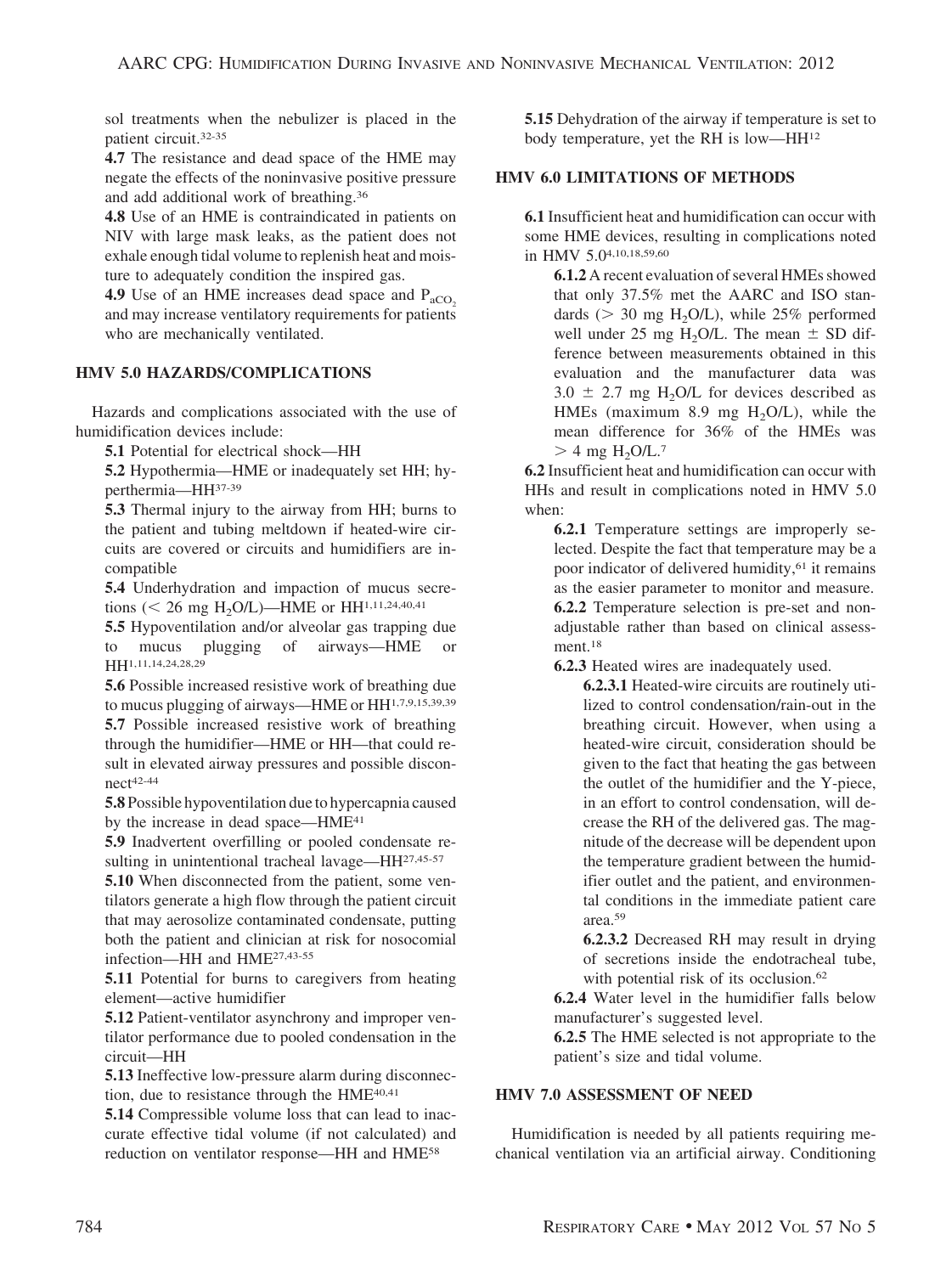sol treatments when the nebulizer is placed in the patient circuit.[32-35]

**4.7** The resistance and dead space of the HME may negate the effects of the noninvasive positive pressure and add additional work of breathing.[36]

**4.8** Use of an HME is contraindicated in patients on NIV with large mask leaks, as the patient does not exhale enough tidal volume to replenish heat and moisture to adequately condition the inspired gas.

**4.9** Use of an HME increases dead space and $P_{aCO_2}$ and may increase ventilatory requirements for patients who are mechanically ventilated.

## HMV 5.0 HAZARDS/COMPLICATIONS

Hazards and complications associated with the use of humidification devices include:

**5.1** Potential for electrical shock—HH

**5.2** Hypothermia—HME or inadequately set HH; hyperthermia—HH[37-39]

**5.3** Thermal injury to the airway from HH; burns to the patient and tubing meltdown if heated-wire circuits are covered or circuits and humidifiers are incompatible

**5.4** Underhydration and impaction of mucus secretions ($<$ 26 mg $H_2O$/L)—HME or HH[1,11,24,40,41]

**5.5** Hypoventilation and/or alveolar gas trapping due to mucus plugging of airways—HME or HH[1,11,14,24,28,29]

**5.6** Possible increased resistive work of breathing due to mucus plugging of airways—HME or HH[1,7,9,15,39,39]

**5.7** Possible increased resistive work of breathing through the humidifier—HME or HH—that could result in elevated airway pressures and possible disconnect[42-44]

**5.8** Possible hypoventilation due to hypercapnia caused by the increase in dead space—HME[41]

**5.9** Inadvertent overfilling or pooled condensate resulting in unintentional tracheal lavage—HH[27,45-57]

**5.10** When disconnected from the patient, some ventilators generate a high flow through the patient circuit that may aerosolize contaminated condensate, putting both the patient and clinician at risk for nosocomial infection—HH and HME[27,43-55]

**5.11** Potential for burns to caregivers from heating element—active humidifier

**5.12** Patient-ventilator asynchrony and improper ventilator performance due to pooled condensation in the circuit—HH

**5.13** Ineffective low-pressure alarm during disconnection, due to resistance through the HME[40,41]

**5.14** Compressible volume loss that can lead to inaccurate effective tidal volume (if not calculated) and reduction on ventilator response—HH and HME[58]

**5.15** Dehydration of the airway if temperature is set to body temperature, yet the RH is low—HH[12]

## HMV 6.0 LIMITATIONS OF METHODS

**6.1** Insufficient heat and humidification can occur with some HME devices, resulting in complications noted in HMV 5.0[4,10,18,59,60]

**6.1.2** A recent evaluation of several HMEs showed that only 37.5% met the AARC and ISO standards ($>$ 30 mg $H_2O$/L), while 25% performed well under 25 mg $H_2O$/L. The mean $\pm$ SD difference between measurements obtained in this evaluation and the manufacturer data was $3.0 \pm 2.7$ mg $H_2O$/L for devices described as HMEs (maximum 8.9 mg $H_2O$/L), while the mean difference for 36% of the HMEs was $>$ 4 mg $H_2O$/L.[7]

**6.2** Insufficient heat and humidification can occur with HHs and result in complications noted in HMV 5.0 when:

**6.2.1** Temperature settings are improperly selected. Despite the fact that temperature may be a poor indicator of delivered humidity,[61] it remains as the easier parameter to monitor and measure.

**6.2.2** Temperature selection is pre-set and nonadjustable rather than based on clinical assessment.[18]

**6.2.3** Heated wires are inadequately used.

**6.2.3.1** Heated-wire circuits are routinely utilized to control condensation/rain-out in the breathing circuit. However, when using a heated-wire circuit, consideration should be given to the fact that heating the gas between the outlet of the humidifier and the Y-piece, in an effort to control condensation, will decrease the RH of the delivered gas. The magnitude of the decrease will be dependent upon the temperature gradient between the humidifier outlet and the patient, and environmental conditions in the immediate patient care area.[59]

**6.2.3.2** Decreased RH may result in drying of secretions inside the endotracheal tube, with potential risk of its occlusion.[62]

**6.2.4** Water level in the humidifier falls below manufacturer's suggested level.

**6.2.5** The HME selected is not appropriate to the patient's size and tidal volume.

## HMV 7.0 ASSESSMENT OF NEED

Humidification is needed by all patients requiring mechanical ventilation via an artificial airway. Conditioning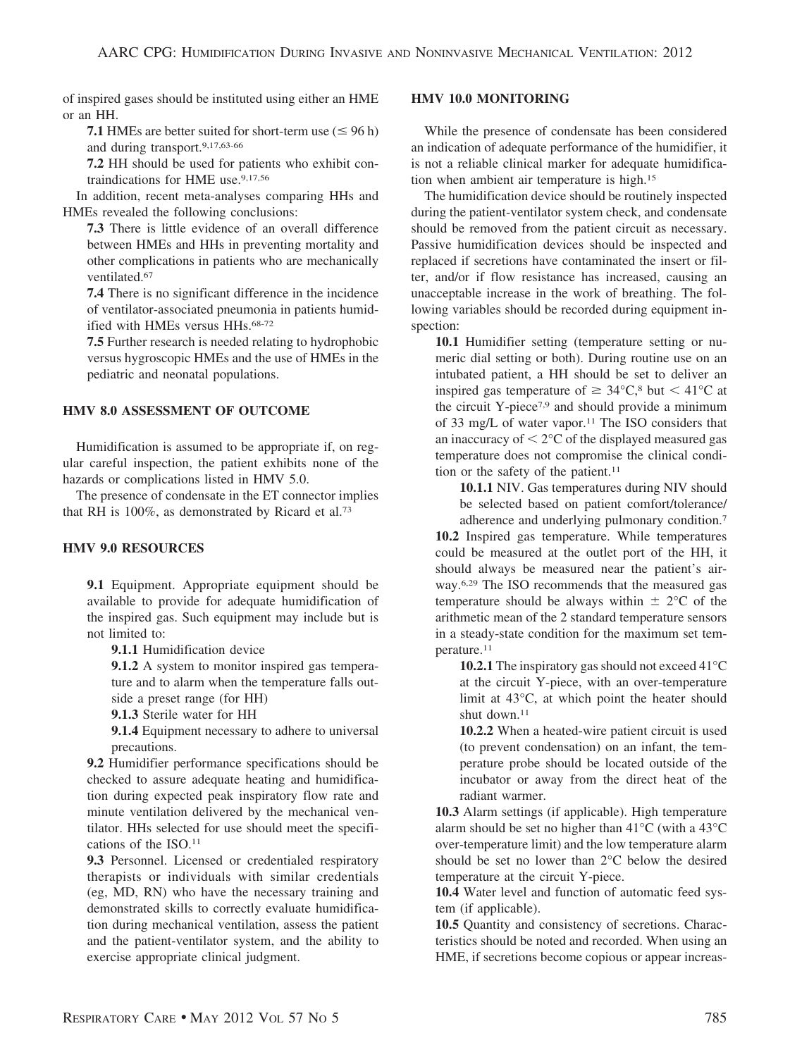of inspired gases should be instituted using either an HME or an HH.

**7.1** HMEs are better suited for short-term use (≤ 96 h) and during transport.[9,17,63-66]

**7.2** HH should be used for patients who exhibit contraindications for HME use.[9,17,56]

In addition, recent meta-analyses comparing HHs and HMEs revealed the following conclusions:

**7.3** There is little evidence of an overall difference between HMEs and HHs in preventing mortality and other complications in patients who are mechanically ventilated.[67]

**7.4** There is no significant difference in the incidence of ventilator-associated pneumonia in patients humidified with HMEs versus HHs.[68-72]

**7.5** Further research is needed relating to hydrophobic versus hygroscopic HMEs and the use of HMEs in the pediatric and neonatal populations.

## HMV 8.0 ASSESSMENT OF OUTCOME

Humidification is assumed to be appropriate if, on regular careful inspection, the patient exhibits none of the hazards or complications listed in HMV 5.0.

The presence of condensate in the ET connector implies that RH is 100%, as demonstrated by Ricard et al.[73]

## HMV 9.0 RESOURCES

**9.1** Equipment. Appropriate equipment should be available to provide for adequate humidification of the inspired gas. Such equipment may include but is not limited to:

**9.1.1** Humidification device

**9.1.2** A system to monitor inspired gas temperature and to alarm when the temperature falls outside a preset range (for HH)

**9.1.3** Sterile water for HH

**9.1.4** Equipment necessary to adhere to universal precautions.

**9.2** Humidifier performance specifications should be checked to assure adequate heating and humidification during expected peak inspiratory flow rate and minute ventilation delivered by the mechanical ventilator. HHs selected for use should meet the specifications of the ISO.[11]

**9.3** Personnel. Licensed or credentialed respiratory therapists or individuals with similar credentials (eg, MD, RN) who have the necessary training and demonstrated skills to correctly evaluate humidification during mechanical ventilation, assess the patient and the patient-ventilator system, and the ability to exercise appropriate clinical judgment.

## HMV 10.0 MONITORING

While the presence of condensate has been considered an indication of adequate performance of the humidifier, it is not a reliable clinical marker for adequate humidification when ambient air temperature is high.[15]

The humidification device should be routinely inspected during the patient-ventilator system check, and condensate should be removed from the patient circuit as necessary. Passive humidification devices should be inspected and replaced if secretions have contaminated the insert or filter, and/or if flow resistance has increased, causing an unacceptable increase in the work of breathing. The following variables should be recorded during equipment inspection:

**10.1** Humidifier setting (temperature setting or numeric dial setting or both). During routine use on an intubated patient, a HH should be set to deliver an inspired gas temperature of ≥ 34°C,[8] but < 41°C at the circuit Y-piece[7,9] and should provide a minimum of 33 mg/L of water vapor.[11] The ISO considers that an inaccuracy of < 2°C of the displayed measured gas temperature does not compromise the clinical condition or the safety of the patient.[11]

**10.1.1** NIV. Gas temperatures during NIV should be selected based on patient comfort/tolerance/adherence and underlying pulmonary condition.[7]

**10.2** Inspired gas temperature. While temperatures could be measured at the outlet port of the HH, it should always be measured near the patient's airway.[6,29] The ISO recommends that the measured gas temperature should be always within ± 2°C of the arithmetic mean of the 2 standard temperature sensors in a steady-state condition for the maximum set temperature.[11]

**10.2.1** The inspiratory gas should not exceed 41°C at the circuit Y-piece, with an over-temperature limit at 43°C, at which point the heater should shut down.[11]

**10.2.2** When a heated-wire patient circuit is used (to prevent condensation) on an infant, the temperature probe should be located outside of the incubator or away from the direct heat of the radiant warmer.

**10.3** Alarm settings (if applicable). High temperature alarm should be set no higher than 41°C (with a 43°C over-temperature limit) and the low temperature alarm should be set no lower than 2°C below the desired temperature at the circuit Y-piece.

**10.4** Water level and function of automatic feed system (if applicable).

**10.5** Quantity and consistency of secretions. Characteristics should be noted and recorded. When using an HME, if secretions become copious or appear increas-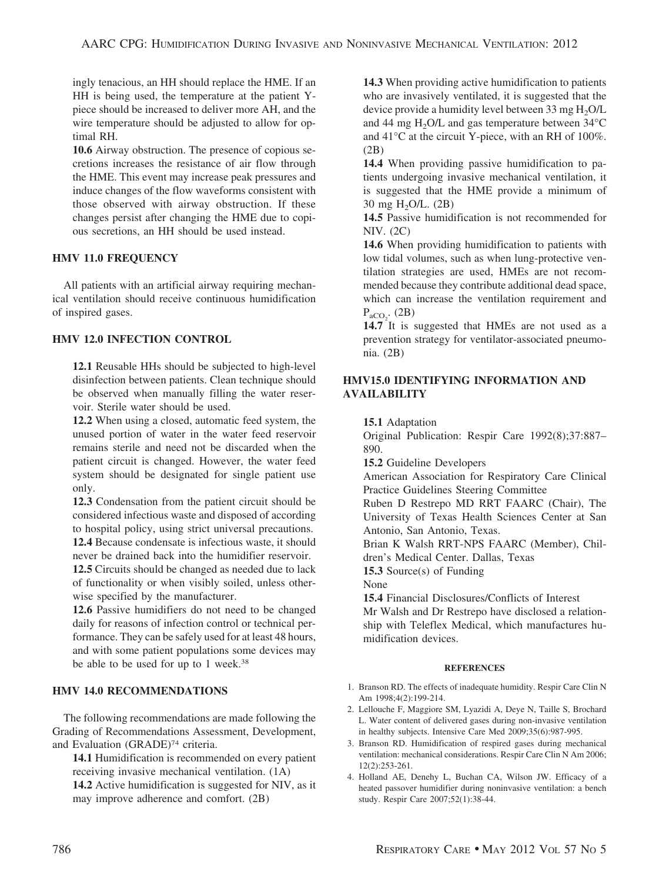ingly tenacious, an HH should replace the HME. If an HH is being used, the temperature at the patient Y-piece should be increased to deliver more AH, and the wire temperature should be adjusted to allow for optimal RH.

**10.6** Airway obstruction. The presence of copious secretions increases the resistance of air flow through the HME. This event may increase peak pressures and induce changes of the flow waveforms consistent with those observed with airway obstruction. If these changes persist after changing the HME due to copious secretions, an HH should be used instead.

## HMV 11.0 FREQUENCY

All patients with an artificial airway requiring mechanical ventilation should receive continuous humidification of inspired gases.

## HMV 12.0 INFECTION CONTROL

**12.1** Reusable HHs should be subjected to high-level disinfection between patients. Clean technique should be observed when manually filling the water reservoir. Sterile water should be used.

**12.2** When using a closed, automatic feed system, the unused portion of water in the water feed reservoir remains sterile and need not be discarded when the patient circuit is changed. However, the water feed system should be designated for single patient use only.

**12.3** Condensation from the patient circuit should be considered infectious waste and disposed of according to hospital policy, using strict universal precautions.

**12.4** Because condensate is infectious waste, it should never be drained back into the humidifier reservoir.

**12.5** Circuits should be changed as needed due to lack of functionality or when visibly soiled, unless otherwise specified by the manufacturer.

**12.6** Passive humidifiers do not need to be changed daily for reasons of infection control or technical performance. They can be safely used for at least 48 hours, and with some patient populations some devices may be able to be used for up to 1 week.[38]

## HMV 14.0 RECOMMENDATIONS

The following recommendations are made following the Grading of Recommendations Assessment, Development, and Evaluation (GRADE)[74] criteria.

**14.1** Humidification is recommended on every patient receiving invasive mechanical ventilation. (1A)

**14.2** Active humidification is suggested for NIV, as it may improve adherence and comfort. (2B)

**14.3** When providing active humidification to patients who are invasively ventilated, it is suggested that the device provide a humidity level between 33 mg $H_2O$/L and 44 mg $H_2O$/L and gas temperature between 34°C and 41°C at the circuit Y-piece, with an RH of 100%. (2B)

**14.4** When providing passive humidification to patients undergoing invasive mechanical ventilation, it is suggested that the HME provide a minimum of 30 mg $H_2O$/L. (2B)

**14.5** Passive humidification is not recommended for NIV. (2C)

**14.6** When providing humidification to patients with low tidal volumes, such as when lung-protective ventilation strategies are used, HMEs are not recommended because they contribute additional dead space, which can increase the ventilation requirement and $P_{aCO_2}$. (2B)

**14.7** It is suggested that HMEs are not used as a prevention strategy for ventilator-associated pneumonia. (2B)

## HMV15.0 IDENTIFYING INFORMATION AND AVAILABILITY

**15.1** Adaptation

Original Publication: Respir Care 1992(8);37:887–890.

**15.2** Guideline Developers

American Association for Respiratory Care Clinical Practice Guidelines Steering Committee

Ruben D Restrepo MD RRT FAARC (Chair), The University of Texas Health Sciences Center at San Antonio, San Antonio, Texas.

Brian K Walsh RRT-NPS FAARC (Member), Children's Medical Center. Dallas, Texas

**15.3** Source(s) of Funding

None

**15.4** Financial Disclosures/Conflicts of Interest

Mr Walsh and Dr Restrepo have disclosed a relationship with Teleflex Medical, which manufactures humidification devices.

### REFERENCES

1. Branson RD. The effects of inadequate humidity. Respir Care Clin N Am 1998;4(2):199-214.
2. Lellouche F, Maggiore SM, Lyazidi A, Deye N, Taille S, Brochard L. Water content of delivered gases during non-invasive ventilation in healthy subjects. Intensive Care Med 2009;35(6):987-995.
3. Branson RD. Humidification of respired gases during mechanical ventilation: mechanical considerations. Respir Care Clin N Am 2006; 12(2):253-261.
4. Holland AE, Denehy L, Buchan CA, Wilson JW. Efficacy of a heated passover humidifier during noninvasive ventilation: a bench study. Respir Care 2007;52(1):38-44.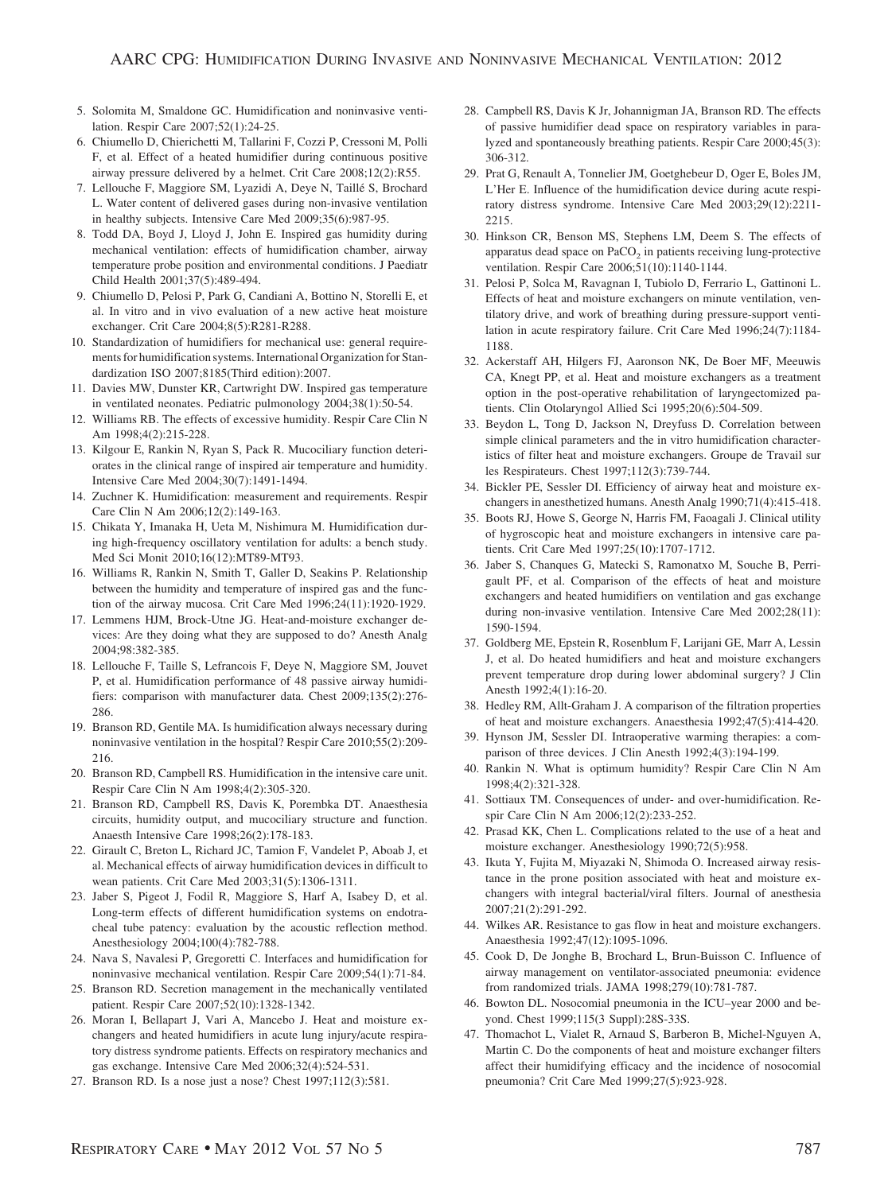5. Solomita M, Smaldone GC. Humidification and noninvasive ventilation. Respir Care 2007;52(1):24-25.
6. Chiumello D, Chierichetti M, Tallarini F, Cozzi P, Cressoni M, Polli F, et al. Effect of a heated humidifier during continuous positive airway pressure delivered by a helmet. Crit Care 2008;12(2):R55.
7. Lellouche F, Maggiore SM, Lyazidi A, Deye N, Taillé S, Brochard L. Water content of delivered gases during non-invasive ventilation in healthy subjects. Intensive Care Med 2009;35(6):987-95.
8. Todd DA, Boyd J, Lloyd J, John E. Inspired gas humidity during mechanical ventilation: effects of humidification chamber, airway temperature probe position and environmental conditions. J Paediatr Child Health 2001;37(5):489-494.
9. Chiumello D, Pelosi P, Park G, Candiani A, Bottino N, Storelli E, et al. In vitro and in vivo evaluation of a new active heat moisture exchanger. Crit Care 2004;8(5):R281-R288.
10. Standardization of humidifiers for mechanical use: general requirements for humidification systems. International Organization for Standardization ISO 2007;8185(Third edition):2007.
11. Davies MW, Dunster KR, Cartwright DW. Inspired gas temperature in ventilated neonates. Pediatric pulmonology 2004;38(1):50-54.
12. Williams RB. The effects of excessive humidity. Respir Care Clin N Am 1998;4(2):215-228.
13. Kilgour E, Rankin N, Ryan S, Pack R. Mucociliary function deteriorates in the clinical range of inspired air temperature and humidity. Intensive Care Med 2004;30(7):1491-1494.
14. Zuchner K. Humidification: measurement and requirements. Respir Care Clin N Am 2006;12(2):149-163.
15. Chikata Y, Imanaka H, Ueta M, Nishimura M. Humidification during high-frequency oscillatory ventilation for adults: a bench study. Med Sci Monit 2010;16(12):MT89-MT93.
16. Williams R, Rankin N, Smith T, Galler D, Seakins P. Relationship between the humidity and temperature of inspired gas and the function of the airway mucosa. Crit Care Med 1996;24(11):1920-1929.
17. Lemmens HJM, Brock-Utne JG. Heat-and-moisture exchanger devices: Are they doing what they are supposed to do? Anesth Analg 2004;98:382-385.
18. Lellouche F, Taille S, Lefrancois F, Deye N, Maggiore SM, Jouvet P, et al. Humidification performance of 48 passive airway humidifiers: comparison with manufacturer data. Chest 2009;135(2):276-286.
19. Branson RD, Gentile MA. Is humidification always necessary during noninvasive ventilation in the hospital? Respir Care 2010;55(2):209-216.
20. Branson RD, Campbell RS. Humidification in the intensive care unit. Respir Care Clin N Am 1998;4(2):305-320.
21. Branson RD, Campbell RS, Davis K, Porembka DT. Anaesthesia circuits, humidity output, and mucociliary structure and function. Anaesth Intensive Care 1998;26(2):178-183.
22. Girault C, Breton L, Richard JC, Tamion F, Vandelet P, Aboab J, et al. Mechanical effects of airway humidification devices in difficult to wean patients. Crit Care Med 2003;31(5):1306-1311.
23. Jaber S, Pigeot J, Fodil R, Maggiore S, Harf A, Isabey D, et al. Long-term effects of different humidification systems on endotracheal tube patency: evaluation by the acoustic reflection method. Anesthesiology 2004;100(4):782-788.
24. Nava S, Navalesi P, Gregoretti C. Interfaces and humidification for noninvasive mechanical ventilation. Respir Care 2009;54(1):71-84.
25. Branson RD. Secretion management in the mechanically ventilated patient. Respir Care 2007;52(10):1328-1342.
26. Moran I, Bellapart J, Vari A, Mancebo J. Heat and moisture exchangers and heated humidifiers in acute lung injury/acute respiratory distress syndrome patients. Effects on respiratory mechanics and gas exchange. Intensive Care Med 2006;32(4):524-531.
27. Branson RD. Is a nose just a nose? Chest 1997;112(3):581.
28. Campbell RS, Davis K Jr, Johannigman JA, Branson RD. The effects of passive humidifier dead space on respiratory variables in paralyzed and spontaneously breathing patients. Respir Care 2000;45(3):306-312.
29. Prat G, Renault A, Tonnelier JM, Goetghebeur D, Oger E, Boles JM, L'Her E. Influence of the humidification device during acute respiratory distress syndrome. Intensive Care Med 2003;29(12):2211-2215.
30. Hinkson CR, Benson MS, Stephens LM, Deem S. The effects of apparatus dead space on $PaCO_2$ in patients receiving lung-protective ventilation. Respir Care 2006;51(10):1140-1144.
31. Pelosi P, Solca M, Ravagnan I, Tubiolo D, Ferrario L, Gattinoni L. Effects of heat and moisture exchangers on minute ventilation, ventilatory drive, and work of breathing during pressure-support ventilation in acute respiratory failure. Crit Care Med 1996;24(7):1184-1188.
32. Ackerstaff AH, Hilgers FJ, Aaronson NK, De Boer MF, Meeuwis CA, Knegt PP, et al. Heat and moisture exchangers as a treatment option in the post-operative rehabilitation of laryngectomized patients. Clin Otolaryngol Allied Sci 1995;20(6):504-509.
33. Beydon L, Tong D, Jackson N, Dreyfuss D. Correlation between simple clinical parameters and the in vitro humidification characteristics of filter heat and moisture exchangers. Groupe de Travail sur les Respirateurs. Chest 1997;112(3):739-744.
34. Bickler PE, Sessler DI. Efficiency of airway heat and moisture exchangers in anesthetized humans. Anesth Analg 1990;71(4):415-418.
35. Boots RJ, Howe S, George N, Harris FM, Faoagali J. Clinical utility of hygroscopic heat and moisture exchangers in intensive care patients. Crit Care Med 1997;25(10):1707-1712.
36. Jaber S, Chanques G, Matecki S, Ramonatxo M, Souche B, Perrigault PF, et al. Comparison of the effects of heat and moisture exchangers and heated humidifiers on ventilation and gas exchange during non-invasive ventilation. Intensive Care Med 2002;28(11):1590-1594.
37. Goldberg ME, Epstein R, Rosenblum F, Larijani GE, Marr A, Lessin J, et al. Do heated humidifiers and heat and moisture exchangers prevent temperature drop during lower abdominal surgery? J Clin Anesth 1992;4(1):16-20.
38. Hedley RM, Allt-Graham J. A comparison of the filtration properties of heat and moisture exchangers. Anaesthesia 1992;47(5):414-420.
39. Hynson JM, Sessler DI. Intraoperative warming therapies: a comparison of three devices. J Clin Anesth 1992;4(3):194-199.
40. Rankin N. What is optimum humidity? Respir Care Clin N Am 1998;4(2):321-328.
41. Sottiaux TM. Consequences of under- and over-humidification. Respir Care Clin N Am 2006;12(2):233-252.
42. Prasad KK, Chen L. Complications related to the use of a heat and moisture exchanger. Anesthesiology 1990;72(5):958.
43. Ikuta Y, Fujita M, Miyazaki N, Shimoda O. Increased airway resistance in the prone position associated with heat and moisture exchangers with integral bacterial/viral filters. Journal of anesthesia 2007;21(2):291-292.
44. Wilkes AR. Resistance to gas flow in heat and moisture exchangers. Anaesthesia 1992;47(12):1095-1096.
45. Cook D, De Jonghe B, Brochard L, Brun-Buisson C. Influence of airway management on ventilator-associated pneumonia: evidence from randomized trials. JAMA 1998;279(10):781-787.
46. Bowton DL. Nosocomial pneumonia in the ICU–year 2000 and beyond. Chest 1999;115(3 Suppl):28S-33S.
47. Thomachot L, Vialet R, Arnaud S, Barberon B, Michel-Nguyen A, Martin C. Do the components of heat and moisture exchanger filters affect their humidifying efficacy and the incidence of nosocomial pneumonia? Crit Care Med 1999;27(5):923-928.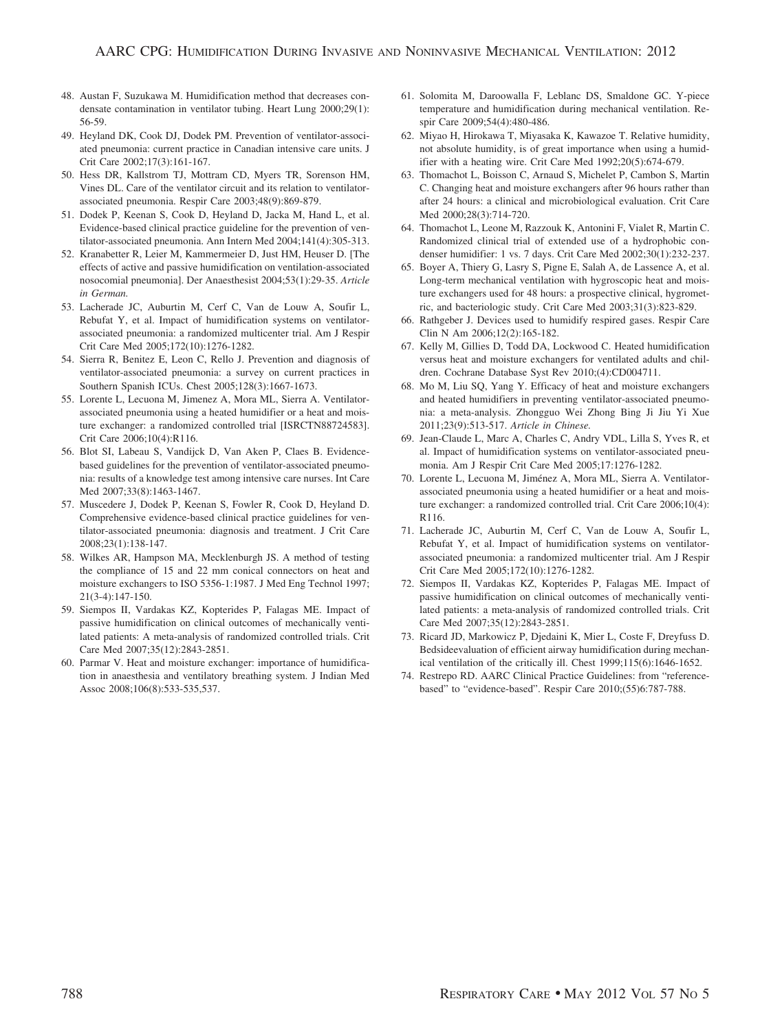48. Austan F, Suzukawa M. Humidification method that decreases condensate contamination in ventilator tubing. Heart Lung 2000;29(1): 56-59.
49. Heyland DK, Cook DJ, Dodek PM. Prevention of ventilator-associated pneumonia: current practice in Canadian intensive care units. J Crit Care 2002;17(3):161-167.
50. Hess DR, Kallstrom TJ, Mottram CD, Myers TR, Sorenson HM, Vines DL. Care of the ventilator circuit and its relation to ventilator-associated pneumonia. Respir Care 2003;48(9):869-879.
51. Dodek P, Keenan S, Cook D, Heyland D, Jacka M, Hand L, et al. Evidence-based clinical practice guideline for the prevention of ventilator-associated pneumonia. Ann Intern Med 2004;141(4):305-313.
52. Kranabetter R, Leier M, Kammermeier D, Just HM, Heuser D. [The effects of active and passive humidification on ventilation-associated nosocomial pneumonia]. Der Anaesthesist 2004;53(1):29-35. *Article in German.*
53. Lacherade JC, Auburtin M, Cerf C, Van de Louw A, Soufir L, Rebufat Y, et al. Impact of humidification systems on ventilator-associated pneumonia: a randomized multicenter trial. Am J Respir Crit Care Med 2005;172(10):1276-1282.
54. Sierra R, Benitez E, Leon C, Rello J. Prevention and diagnosis of ventilator-associated pneumonia: a survey on current practices in Southern Spanish ICUs. Chest 2005;128(3):1667-1673.
55. Lorente L, Lecuona M, Jimenez A, Mora ML, Sierra A. Ventilator-associated pneumonia using a heated humidifier or a heat and moisture exchanger: a randomized controlled trial [ISRCTN88724583]. Crit Care 2006;10(4):R116.
56. Blot SI, Labeau S, Vandijck D, Van Aken P, Claes B. Evidence-based guidelines for the prevention of ventilator-associated pneumonia: results of a knowledge test among intensive care nurses. Int Care Med 2007;33(8):1463-1467.
57. Muscedere J, Dodek P, Keenan S, Fowler R, Cook D, Heyland D. Comprehensive evidence-based clinical practice guidelines for ventilator-associated pneumonia: diagnosis and treatment. J Crit Care 2008;23(1):138-147.
58. Wilkes AR, Hampson MA, Mecklenburgh JS. A method of testing the compliance of 15 and 22 mm conical connectors on heat and moisture exchangers to ISO 5356-1:1987. J Med Eng Technol 1997; 21(3-4):147-150.
59. Siempos II, Vardakas KZ, Kopterides P, Falagas ME. Impact of passive humidification on clinical outcomes of mechanically ventilated patients: A meta-analysis of randomized controlled trials. Crit Care Med 2007;35(12):2843-2851.
60. Parmar V. Heat and moisture exchanger: importance of humidification in anaesthesia and ventilatory breathing system. J Indian Med Assoc 2008;106(8):533-535,537.
61. Solomita M, Daroowalla F, Leblanc DS, Smaldone GC. Y-piece temperature and humidification during mechanical ventilation. Respir Care 2009;54(4):480-486.
62. Miyao H, Hirokawa T, Miyasaka K, Kawazoe T. Relative humidity, not absolute humidity, is of great importance when using a humidifier with a heating wire. Crit Care Med 1992;20(5):674-679.
63. Thomachot L, Boisson C, Arnaud S, Michelet P, Cambon S, Martin C. Changing heat and moisture exchangers after 96 hours rather than after 24 hours: a clinical and microbiological evaluation. Crit Care Med 2000;28(3):714-720.
64. Thomachot L, Leone M, Razzouk K, Antonini F, Vialet R, Martin C. Randomized clinical trial of extended use of a hydrophobic condenser humidifier: 1 vs. 7 days. Crit Care Med 2002;30(1):232-237.
65. Boyer A, Thiery G, Lasry S, Pigne E, Salah A, de Lassence A, et al. Long-term mechanical ventilation with hygroscopic heat and moisture exchangers used for 48 hours: a prospective clinical, hygrometric, and bacteriologic study. Crit Care Med 2003;31(3):823-829.
66. Rathgeber J. Devices used to humidify respired gases. Respir Care Clin N Am 2006;12(2):165-182.
67. Kelly M, Gillies D, Todd DA, Lockwood C. Heated humidification versus heat and moisture exchangers for ventilated adults and children. Cochrane Database Syst Rev 2010;(4):CD004711.
68. Mo M, Liu SQ, Yang Y. Efficacy of heat and moisture exchangers and heated humidifiers in preventing ventilator-associated pneumonia: a meta-analysis. Zhongguo Wei Zhong Bing Ji Jiu Yi Xue 2011;23(9):513-517. *Article in Chinese.*
69. Jean-Claude L, Marc A, Charles C, Andry VDL, Lilla S, Yves R, et al. Impact of humidification systems on ventilator-associated pneumonia. Am J Respir Crit Care Med 2005;17:1276-1282.
70. Lorente L, Lecuona M, Jiménez A, Mora ML, Sierra A. Ventilator-associated pneumonia using a heated humidifier or a heat and moisture exchanger: a randomized controlled trial. Crit Care 2006;10(4): R116.
71. Lacherade JC, Auburtin M, Cerf C, Van de Louw A, Soufir L, Rebufat Y, et al. Impact of humidification systems on ventilator-associated pneumonia: a randomized multicenter trial. Am J Respir Crit Care Med 2005;172(10):1276-1282.
72. Siempos II, Vardakas KZ, Kopterides P, Falagas ME. Impact of passive humidification on clinical outcomes of mechanically ventilated patients: a meta-analysis of randomized controlled trials. Crit Care Med 2007;35(12):2843-2851.
73. Ricard JD, Markowicz P, Djedaini K, Mier L, Coste F, Dreyfuss D. Bedsideevaluation of efficient airway humidification during mechanical ventilation of the critically ill. Chest 1999;115(6):1646-1652.
74. Restrepo RD. AARC Clinical Practice Guidelines: from "reference-based" to "evidence-based". Respir Care 2010;(55)6:787-788.